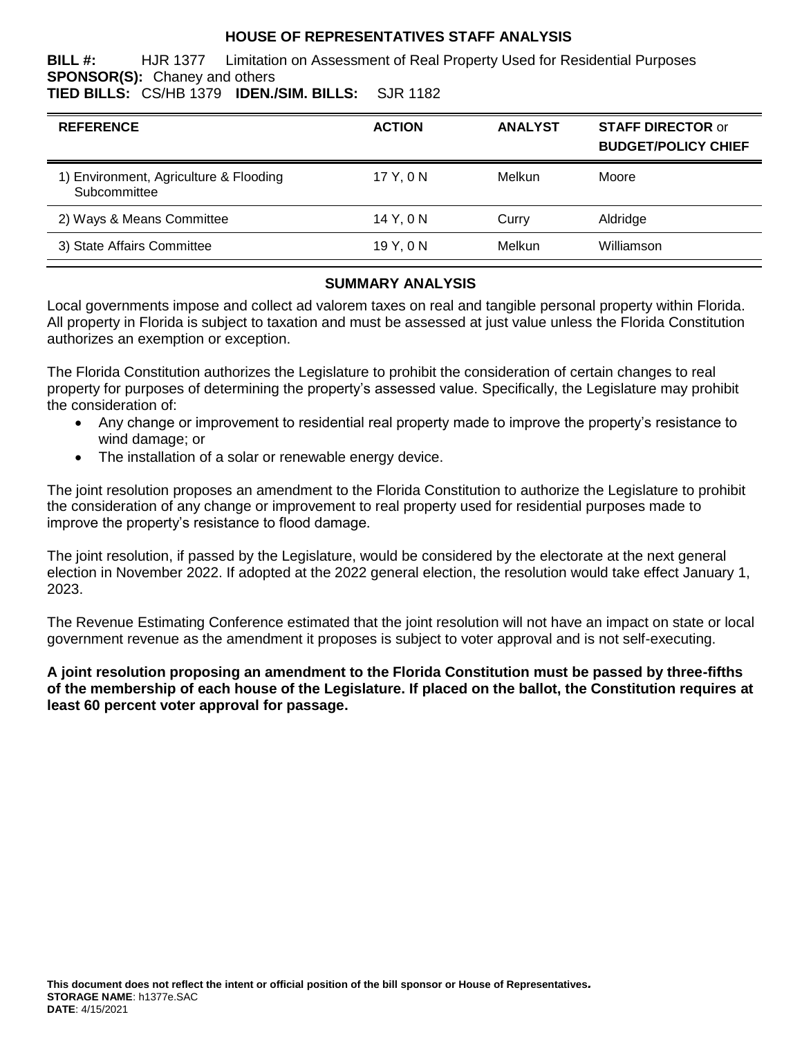# HOUSE OF REPRESENTATIVES STAFF ANALYSIS

**BILL #:** HJR 1377 Limitation on Assessment of Real Property Used for Residential Purposes
**SPONSOR(S):** Chaney and others
**TIED BILLS:** CS/HB 1379 **IDEN./SIM. BILLS:** SJR 1182

| REFERENCE | ACTION | ANALYST | STAFF DIRECTOR or BUDGET/POLICY CHIEF |
|---|---|---|---|
| 1) Environment, Agriculture & Flooding Subcommittee | 17 Y, 0 N | Melkun | Moore |
| 2) Ways & Means Committee | 14 Y, 0 N | Curry | Aldridge |
| 3) State Affairs Committee | 19 Y, 0 N | Melkun | Williamson |

## SUMMARY ANALYSIS

Local governments impose and collect ad valorem taxes on real and tangible personal property within Florida. All property in Florida is subject to taxation and must be assessed at just value unless the Florida Constitution authorizes an exemption or exception.

The Florida Constitution authorizes the Legislature to prohibit the consideration of certain changes to real property for purposes of determining the property's assessed value. Specifically, the Legislature may prohibit the consideration of:

- Any change or improvement to residential real property made to improve the property's resistance to wind damage; or
- The installation of a solar or renewable energy device.

The joint resolution proposes an amendment to the Florida Constitution to authorize the Legislature to prohibit the consideration of any change or improvement to real property used for residential purposes made to improve the property's resistance to flood damage.

The joint resolution, if passed by the Legislature, would be considered by the electorate at the next general election in November 2022. If adopted at the 2022 general election, the resolution would take effect January 1, 2023.

The Revenue Estimating Conference estimated that the joint resolution will not have an impact on state or local government revenue as the amendment it proposes is subject to voter approval and is not self-executing.

**A joint resolution proposing an amendment to the Florida Constitution must be passed by three-fifths of the membership of each house of the Legislature. If placed on the ballot, the Constitution requires at least 60 percent voter approval for passage.**

**This document does not reflect the intent or official position of the bill sponsor or House of Representatives.**
**STORAGE NAME**: h1377e.SAC
**DATE**: 4/15/2021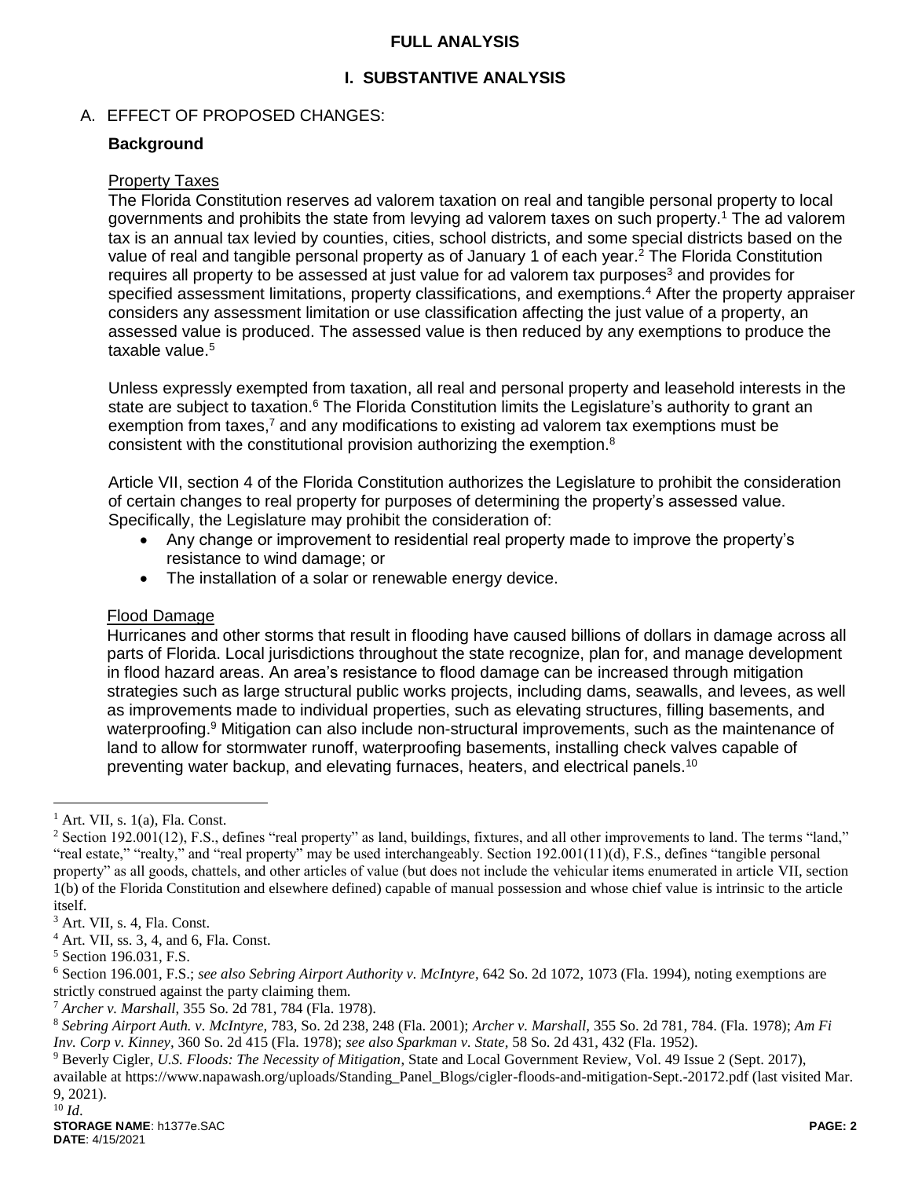## FULL ANALYSIS

## I. SUBSTANTIVE ANALYSIS

A. EFFECT OF PROPOSED CHANGES:

### Background

Property Taxes

The Florida Constitution reserves ad valorem taxation on real and tangible personal property to local governments and prohibits the state from levying ad valorem taxes on such property.[1] The ad valorem tax is an annual tax levied by counties, cities, school districts, and some special districts based on the value of real and tangible personal property as of January 1 of each year.[2] The Florida Constitution requires all property to be assessed at just value for ad valorem tax purposes[3] and provides for specified assessment limitations, property classifications, and exemptions.[4] After the property appraiser considers any assessment limitation or use classification affecting the just value of a property, an assessed value is produced. The assessed value is then reduced by any exemptions to produce the taxable value.[5]

Unless expressly exempted from taxation, all real and personal property and leasehold interests in the state are subject to taxation.[6] The Florida Constitution limits the Legislature's authority to grant an exemption from taxes,[7] and any modifications to existing ad valorem tax exemptions must be consistent with the constitutional provision authorizing the exemption.[8]

Article VII, section 4 of the Florida Constitution authorizes the Legislature to prohibit the consideration of certain changes to real property for purposes of determining the property's assessed value. Specifically, the Legislature may prohibit the consideration of:

- Any change or improvement to residential real property made to improve the property's resistance to wind damage; or
- The installation of a solar or renewable energy device.

Flood Damage

Hurricanes and other storms that result in flooding have caused billions of dollars in damage across all parts of Florida. Local jurisdictions throughout the state recognize, plan for, and manage development in flood hazard areas. An area's resistance to flood damage can be increased through mitigation strategies such as large structural public works projects, including dams, seawalls, and levees, as well as improvements made to individual properties, such as elevating structures, filling basements, and waterproofing.[9] Mitigation can also include non-structural improvements, such as the maintenance of land to allow for stormwater runoff, waterproofing basements, installing check valves capable of preventing water backup, and elevating furnaces, heaters, and electrical panels.[10]

---

[1] Art. VII, s. 1(a), Fla. Const.

[2] Section 192.001(12), F.S., defines "real property" as land, buildings, fixtures, and all other improvements to land. The terms "land," "real estate," "realty," and "real property" may be used interchangeably. Section 192.001(11)(d), F.S., defines "tangible personal property" as all goods, chattels, and other articles of value (but does not include the vehicular items enumerated in article VII, section 1(b) of the Florida Constitution and elsewhere defined) capable of manual possession and whose chief value is intrinsic to the article itself.

[3] Art. VII, s. 4, Fla. Const.

[4] Art. VII, ss. 3, 4, and 6, Fla. Const.

[5] Section 196.031, F.S.

[6] Section 196.001, F.S.; *see also Sebring Airport Authority v. McIntyre*, 642 So. 2d 1072, 1073 (Fla. 1994), noting exemptions are strictly construed against the party claiming them.

[7] *Archer v. Marshall*, 355 So. 2d 781, 784 (Fla. 1978).

[8] *Sebring Airport Auth. v. McIntyre,* 783, So. 2d 238, 248 (Fla. 2001); *Archer v. Marshall,* 355 So. 2d 781, 784. (Fla. 1978); *Am Fi Inv. Corp v. Kinney,* 360 So. 2d 415 (Fla. 1978); *see also Sparkman v. State,* 58 So. 2d 431, 432 (Fla. 1952).

[9] Beverly Cigler, *U.S. Floods: The Necessity of Mitigation*, State and Local Government Review, Vol. 49 Issue 2 (Sept. 2017), available at https://www.napawash.org/uploads/Standing_Panel_Blogs/cigler-floods-and-mitigation-Sept.-20172.pdf (last visited Mar. 9, 2021).

[10] *Id.*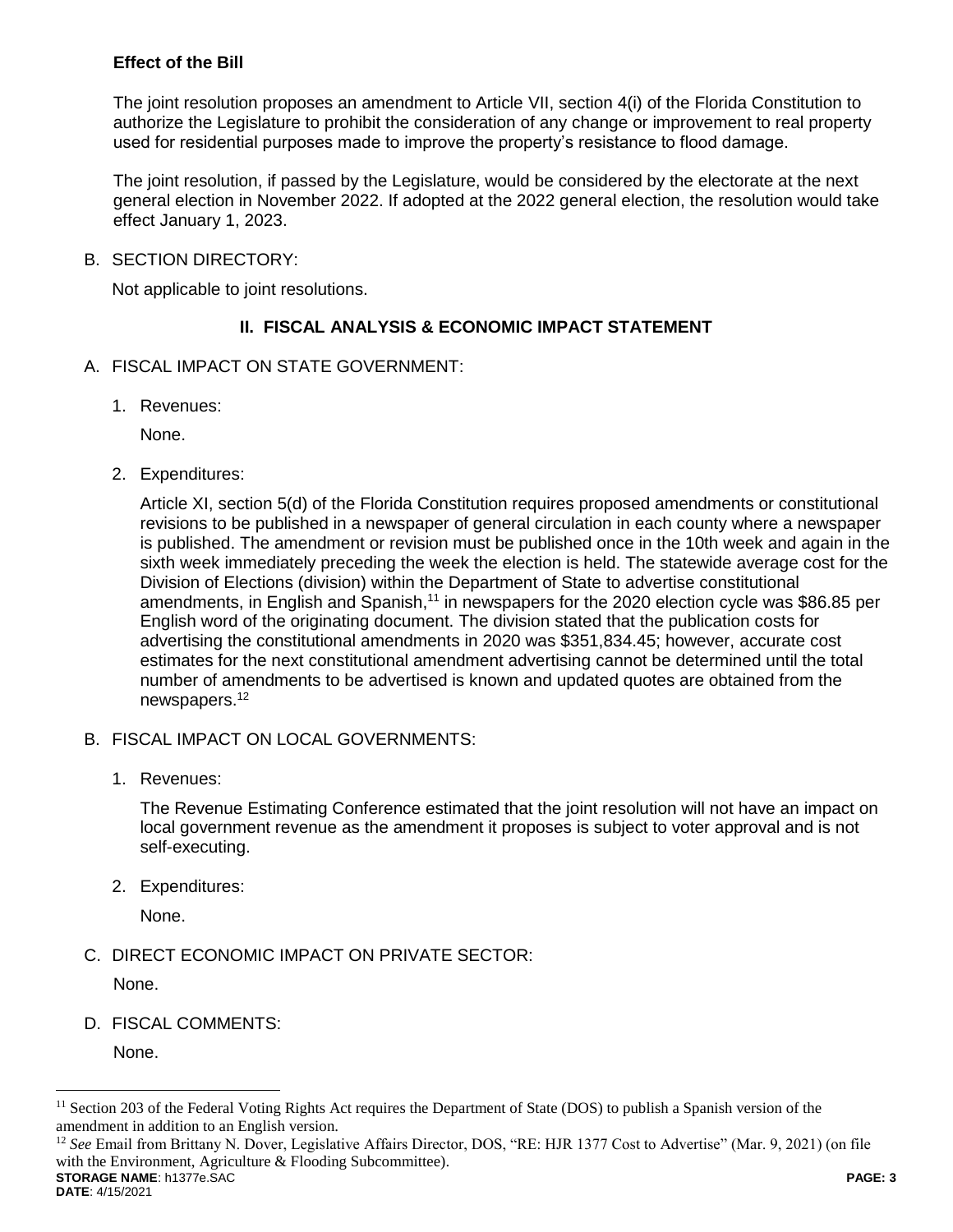**Effect of the Bill**

The joint resolution proposes an amendment to Article VII, section 4(i) of the Florida Constitution to authorize the Legislature to prohibit the consideration of any change or improvement to real property used for residential purposes made to improve the property's resistance to flood damage.

The joint resolution, if passed by the Legislature, would be considered by the electorate at the next general election in November 2022. If adopted at the 2022 general election, the resolution would take effect January 1, 2023.

B. SECTION DIRECTORY:

Not applicable to joint resolutions.

## II. FISCAL ANALYSIS & ECONOMIC IMPACT STATEMENT

A. FISCAL IMPACT ON STATE GOVERNMENT:

1. Revenues:

   None.

2. Expenditures:

   Article XI, section 5(d) of the Florida Constitution requires proposed amendments or constitutional revisions to be published in a newspaper of general circulation in each county where a newspaper is published. The amendment or revision must be published once in the 10th week and again in the sixth week immediately preceding the week the election is held. The statewide average cost for the Division of Elections (division) within the Department of State to advertise constitutional amendments, in English and Spanish,[11] in newspapers for the 2020 election cycle was $86.85 per English word of the originating document. The division stated that the publication costs for advertising the constitutional amendments in 2020 was $351,834.45; however, accurate cost estimates for the next constitutional amendment advertising cannot be determined until the total number of amendments to be advertised is known and updated quotes are obtained from the newspapers.[12]

B. FISCAL IMPACT ON LOCAL GOVERNMENTS:

1. Revenues:

   The Revenue Estimating Conference estimated that the joint resolution will not have an impact on local government revenue as the amendment it proposes is subject to voter approval and is not self-executing.

2. Expenditures:

   None.

C. DIRECT ECONOMIC IMPACT ON PRIVATE SECTOR:

None.

D. FISCAL COMMENTS:

None.

---

[11] Section 203 of the Federal Voting Rights Act requires the Department of State (DOS) to publish a Spanish version of the amendment in addition to an English version.

[12] *See* Email from Brittany N. Dover, Legislative Affairs Director, DOS, "RE: HJR 1377 Cost to Advertise" (Mar. 9, 2021) (on file with the Environment, Agriculture & Flooding Subcommittee).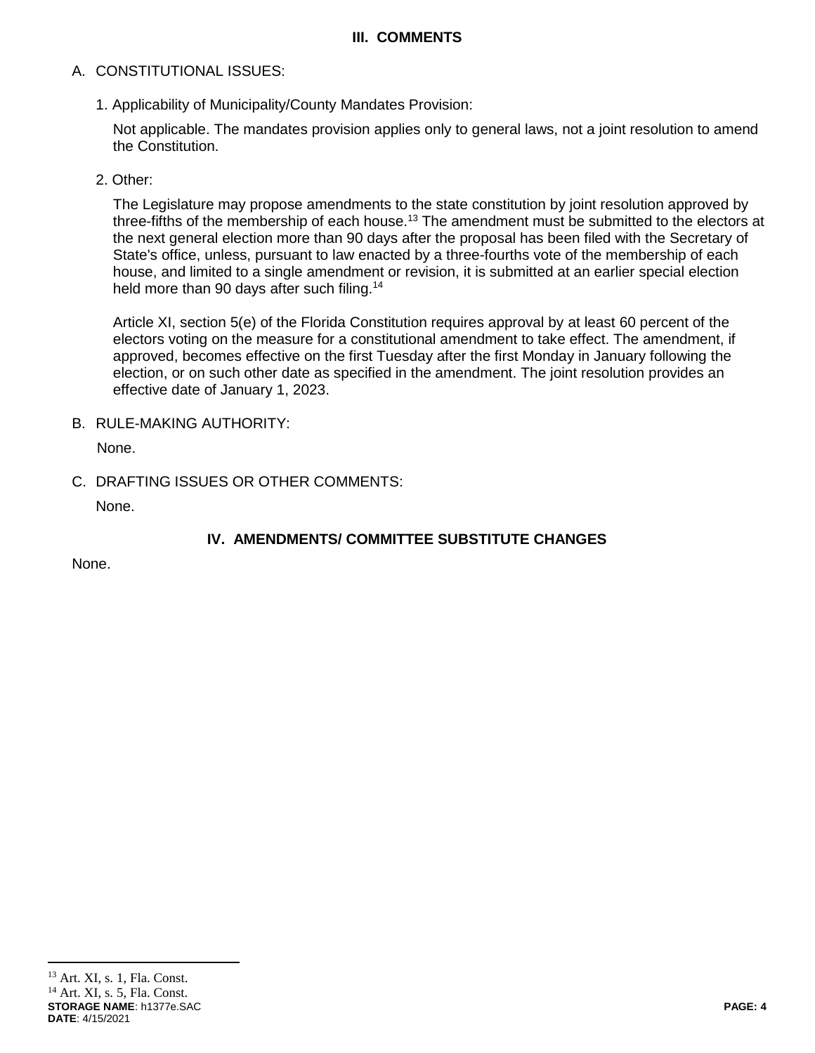## III. COMMENTS

A. CONSTITUTIONAL ISSUES:

1. Applicability of Municipality/County Mandates Provision:

Not applicable. The mandates provision applies only to general laws, not a joint resolution to amend the Constitution.

2. Other:

The Legislature may propose amendments to the state constitution by joint resolution approved by three-fifths of the membership of each house.[13] The amendment must be submitted to the electors at the next general election more than 90 days after the proposal has been filed with the Secretary of State's office, unless, pursuant to law enacted by a three-fourths vote of the membership of each house, and limited to a single amendment or revision, it is submitted at an earlier special election held more than 90 days after such filing.[14]

Article XI, section 5(e) of the Florida Constitution requires approval by at least 60 percent of the electors voting on the measure for a constitutional amendment to take effect. The amendment, if approved, becomes effective on the first Tuesday after the first Monday in January following the election, or on such other date as specified in the amendment. The joint resolution provides an effective date of January 1, 2023.

B. RULE-MAKING AUTHORITY:

None.

C. DRAFTING ISSUES OR OTHER COMMENTS:

None.

## IV. AMENDMENTS/ COMMITTEE SUBSTITUTE CHANGES

None.

[13] Art. XI, s. 1, Fla. Const.

[14] Art. XI, s. 5, Fla. Const.